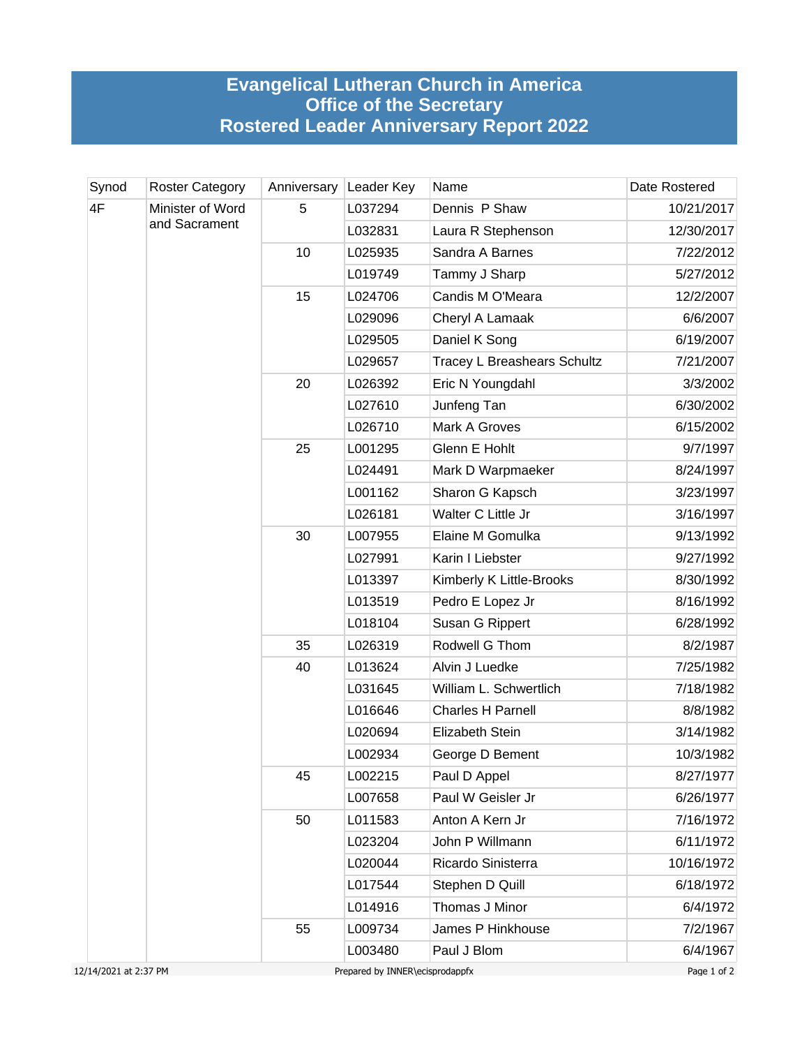# Evangelical Lutheran Church in America
# Office of the Secretary
# Rostered Leader Anniversary Report 2022

| Synod | Roster Category | Anniversary | Leader Key | Name | Date Rostered |
|---|---|---|---|---|---|
| 4F | Minister of Word and Sacrament | 5 | L037294 | Dennis P Shaw | 10/21/2017 |
| | | | L032831 | Laura R Stephenson | 12/30/2017 |
| | | 10 | L025935 | Sandra A Barnes | 7/22/2012 |
| | | | L019749 | Tammy J Sharp | 5/27/2012 |
| | | 15 | L024706 | Candis M O'Meara | 12/2/2007 |
| | | | L029096 | Cheryl A Lamaak | 6/6/2007 |
| | | | L029505 | Daniel K Song | 6/19/2007 |
| | | | L029657 | Tracey L Breashears Schultz | 7/21/2007 |
| | | 20 | L026392 | Eric N Youngdahl | 3/3/2002 |
| | | | L027610 | Junfeng Tan | 6/30/2002 |
| | | | L026710 | Mark A Groves | 6/15/2002 |
| | | 25 | L001295 | Glenn E Hohlt | 9/7/1997 |
| | | | L024491 | Mark D Warpmaeker | 8/24/1997 |
| | | | L001162 | Sharon G Kapsch | 3/23/1997 |
| | | | L026181 | Walter C Little Jr | 3/16/1997 |
| | | 30 | L007955 | Elaine M Gomulka | 9/13/1992 |
| | | | L027991 | Karin I Liebster | 9/27/1992 |
| | | | L013397 | Kimberly K Little-Brooks | 8/30/1992 |
| | | | L013519 | Pedro E Lopez Jr | 8/16/1992 |
| | | | L018104 | Susan G Rippert | 6/28/1992 |
| | | 35 | L026319 | Rodwell G Thom | 8/2/1987 |
| | | 40 | L013624 | Alvin J Luedke | 7/25/1982 |
| | | | L031645 | William L. Schwertlich | 7/18/1982 |
| | | | L016646 | Charles H Parnell | 8/8/1982 |
| | | | L020694 | Elizabeth Stein | 3/14/1982 |
| | | | L002934 | George D Bement | 10/3/1982 |
| | | 45 | L002215 | Paul D Appel | 8/27/1977 |
| | | | L007658 | Paul W Geisler Jr | 6/26/1977 |
| | | 50 | L011583 | Anton A Kern Jr | 7/16/1972 |
| | | | L023204 | John P Willmann | 6/11/1972 |
| | | | L020044 | Ricardo Sinisterra | 10/16/1972 |
| | | | L017544 | Stephen D Quill | 6/18/1972 |
| | | | L014916 | Thomas J Minor | 6/4/1972 |
| | | 55 | L009734 | James P Hinkhouse | 7/2/1967 |
| | | | L003480 | Paul J Blom | 6/4/1967 |

12/14/2021 at 2:37 PM — Prepared by INNER\ecisprodappfx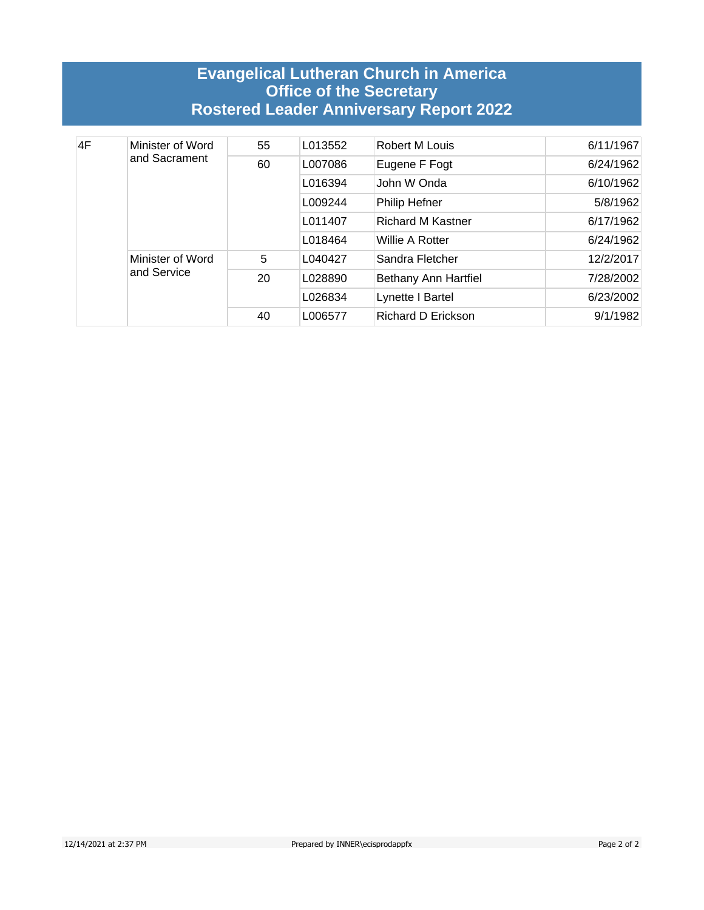# Evangelical Lutheran Church in America
## Office of the Secretary
## Rostered Leader Anniversary Report 2022

| | | | | | |
|---|---|---|---|---|---|
| 4F | Minister of Word and Sacrament | 55 | L013552 | Robert M Louis | 6/11/1967 |
| | | 60 | L007086 | Eugene F Fogt | 6/24/1962 |
| | | | L016394 | John W Onda | 6/10/1962 |
| | | | L009244 | Philip Hefner | 5/8/1962 |
| | | | L011407 | Richard M Kastner | 6/17/1962 |
| | | | L018464 | Willie A Rotter | 6/24/1962 |
| | Minister of Word and Service | 5 | L040427 | Sandra Fletcher | 12/2/2017 |
| | | 20 | L028890 | Bethany Ann Hartfiel | 7/28/2002 |
| | | | L026834 | Lynette I Bartel | 6/23/2002 |
| | | 40 | L006577 | Richard D Erickson | 9/1/1982 |

12/14/2021 at 2:37 PM Prepared by INNER\ecisprodappfx